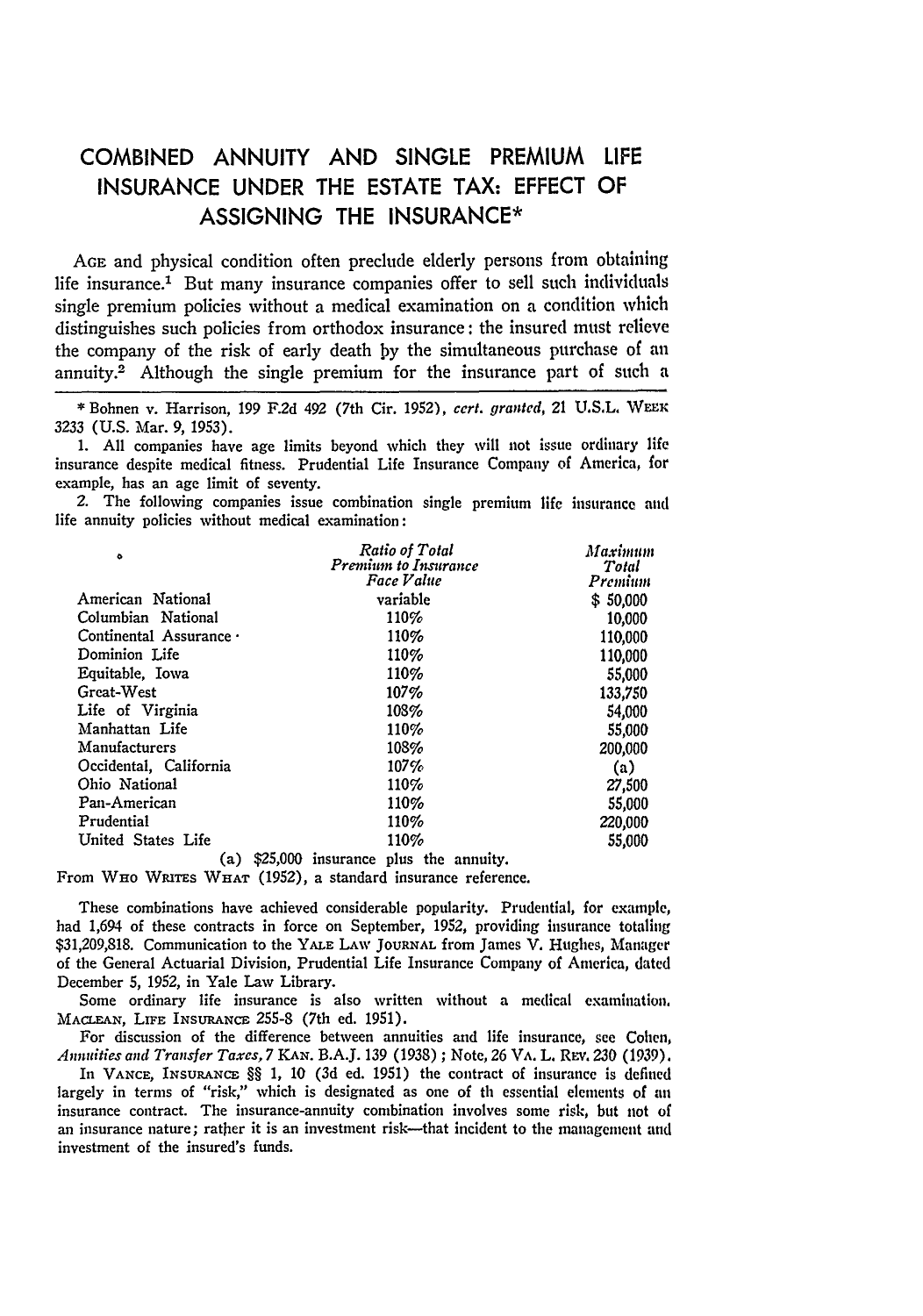# COMBINED ANNUITY AND SINGLE PREMIUM LIFE INSURANCE UNDER THE ESTATE TAX: EFFECT OF ASSIGNING THE INSURANCE*

AGE and physical condition often preclude elderly persons from obtaining life insurance.[1] But many insurance companies offer to sell such individuals single premium policies without a medical examination on a condition which distinguishes such policies from orthodox insurance: the insured must relieve the company of the risk of early death by the simultaneous purchase of an annuity.[2] Although the single premium for the insurance part of such a

---

\* Bohnen v. Harrison, 199 F.2d 492 (7th Cir. 1952), *cert. granted*, 21 U.S.L. WEEK 3233 (U.S. Mar. 9, 1953).

1. All companies have age limits beyond which they will not issue ordinary life insurance despite medical fitness. Prudential Life Insurance Company of America, for example, has an age limit of seventy.

2. The following companies issue combination single premium life insurance and life annuity policies without medical examination:

| | *Ratio of Total Premium to Insurance Face Value* | *Maximum Total Premium* |
|---|---|---|
| American National | variable | $ 50,000 |
| Columbian National | 110% | 10,000 |
| Continental Assurance | 110% | 110,000 |
| Dominion Life | 110% | 110,000 |
| Equitable, Iowa | 110% | 55,000 |
| Great-West | 107% | 133,750 |
| Life of Virginia | 108% | 54,000 |
| Manhattan Life | 110% | 55,000 |
| Manufacturers | 108% | 200,000 |
| Occidental, California | 107% | (a) |
| Ohio National | 110% | 27,500 |
| Pan-American | 110% | 55,000 |
| Prudential | 110% | 220,000 |
| United States Life | 110% | 55,000 |

(a) $25,000 insurance plus the annuity.

From WHO WRITES WHAT (1952), a standard insurance reference.

These combinations have achieved considerable popularity. Prudential, for example, had 1,694 of these contracts in force on September, 1952, providing insurance totaling $31,209,818. Communication to the YALE LAW JOURNAL from James V. Hughes, Manager of the General Actuarial Division, Prudential Life Insurance Company of America, dated December 5, 1952, in Yale Law Library.

Some ordinary life insurance is also written without a medical examination. MACLEAN, LIFE INSURANCE 255-8 (7th ed. 1951).

For discussion of the difference between annuities and life insurance, see Cohen, *Annuities and Transfer Taxes*, 7 KAN. B.A.J. 139 (1938); Note, 26 VA. L. REV. 230 (1939).

In VANCE, INSURANCE §§ 1, 10 (3d ed. 1951) the contract of insurance is defined largely in terms of "risk," which is designated as one of th essential elements of an insurance contract. The insurance-annuity combination involves some risk, but not of an insurance nature; rather it is an investment risk—that incident to the management and investment of the insured's funds.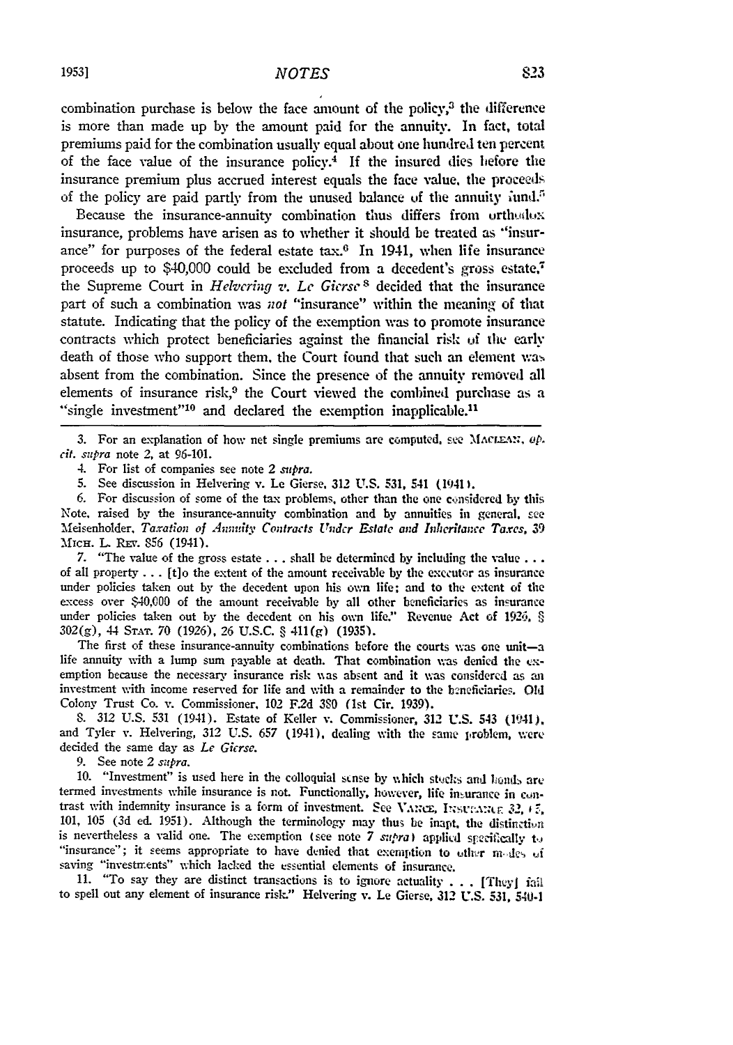combination purchase is below the face amount of the policy,[3] the difference is more than made up by the amount paid for the annuity. In fact, total premiums paid for the combination usually equal about one hundred ten percent of the face value of the insurance policy.[4] If the insured dies before the insurance premium plus accrued interest equals the face value, the proceeds of the policy are paid partly from the unused balance of the annuity fund.[5]

Because the insurance-annuity combination thus differs from orthodox insurance, problems have arisen as to whether it should be treated as "insurance" for purposes of the federal estate tax.[6] In 1941, when life insurance proceeds up to $40,000 could be excluded from a decedent's gross estate,[7] the Supreme Court in *Helvering v. Le Gierse*[8] decided that the insurance part of such a combination was *not* "insurance" within the meaning of that statute. Indicating that the policy of the exemption was to promote insurance contracts which protect beneficiaries against the financial risk of the early death of those who support them, the Court found that such an element was absent from the combination. Since the presence of the annuity removed all elements of insurance risk,[9] the Court viewed the combined purchase as a "single investment"[10] and declared the exemption inapplicable.[11]

---

3. For an explanation of how net single premiums are computed, see MACLEAN, *op. cit. supra* note 2, at 96-101.

4. For list of companies see note 2 *supra*.

5. See discussion in Helvering v. Le Gierse, 312 U.S. 531, 541 (1941).

6. For discussion of some of the tax problems, other than the one considered by this Note, raised by the insurance-annuity combination and by annuities in general, see Meisenholder, *Taxation of Annuity Contracts Under Estate and Inheritance Taxes*, 39 MICH. L. REV. 856 (1941).

7. "The value of the gross estate . . . shall be determined by including the value . . . of all property . . . [t]o the extent of the amount receivable by the executor as insurance under policies taken out by the decedent upon his own life; and to the extent of the excess over $40,000 of the amount receivable by all other beneficiaries as insurance under policies taken out by the decedent on his own life." Revenue Act of 1926, § 302(g), 44 STAT. 70 (1926), 26 U.S.C. § 411(g) (1935).

The first of these insurance-annuity combinations before the courts was one unit—a life annuity with a lump sum payable at death. That combination was denied the exemption because the necessary insurance risk was absent and it was considered as an investment with income reserved for life and with a remainder to the beneficiaries. Old Colony Trust Co. v. Commissioner, 102 F.2d 380 (1st Cir. 1939).

8. 312 U.S. 531 (1941). Estate of Keller v. Commissioner, 312 U.S. 543 (1941), and Tyler v. Helvering, 312 U.S. 657 (1941), dealing with the same problem, were decided the same day as *Le Gierse*.

9. See note 2 *supra*.

10. "Investment" is used here in the colloquial sense by which stocks and bonds are termed investments while insurance is not. Functionally, however, life insurance in contrast with indemnity insurance is a form of investment. See VANCE, INSURANCE 32, 45, 101, 105 (3d ed. 1951). Although the terminology may thus be inapt, the distinction is nevertheless a valid one. The exemption (see note 7 *supra*) applied specifically to "insurance"; it seems appropriate to have denied that exemption to other modes of saving "investments" which lacked the essential elements of insurance.

11. "To say they are distinct transactions is to ignore actuality . . . [They] fail to spell out any element of insurance risk." Helvering v. Le Gierse, 312 U.S. 531, 540-1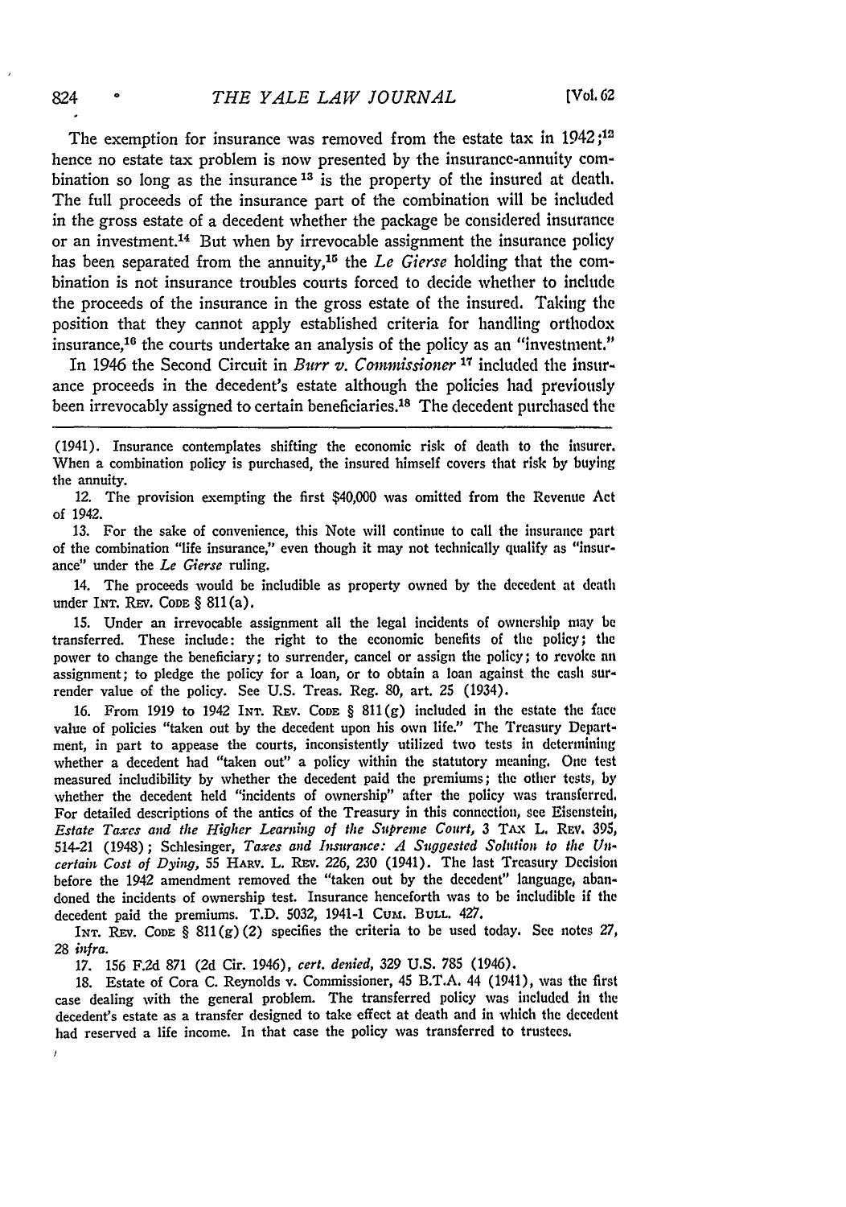The exemption for insurance was removed from the estate tax in 1942;[12] hence no estate tax problem is now presented by the insurance-annuity combination so long as the insurance[13] is the property of the insured at death. The full proceeds of the insurance part of the combination will be included in the gross estate of a decedent whether the package be considered insurance or an investment.[14] But when by irrevocable assignment the insurance policy has been separated from the annuity,[15] the *Le Gierse* holding that the combination is not insurance troubles courts forced to decide whether to include the proceeds of the insurance in the gross estate of the insured. Taking the position that they cannot apply established criteria for handling orthodox insurance,[16] the courts undertake an analysis of the policy as an "investment."

In 1946 the Second Circuit in *Burr v. Commissioner*[17] included the insurance proceeds in the decedent's estate although the policies had previously been irrevocably assigned to certain beneficiaries.[18] The decedent purchased the

---

(1941). Insurance contemplates shifting the economic risk of death to the insurer. When a combination policy is purchased, the insured himself covers that risk by buying the annuity.

12. The provision exempting the first $40,000 was omitted from the Revenue Act of 1942.

13. For the sake of convenience, this Note will continue to call the insurance part of the combination "life insurance," even though it may not technically qualify as "insurance" under the *Le Gierse* ruling.

14. The proceeds would be includible as property owned by the decedent at death under INT. REV. CODE § 811(a).

15. Under an irrevocable assignment all the legal incidents of ownership may be transferred. These include: the right to the economic benefits of the policy; the power to change the beneficiary; to surrender, cancel or assign the policy; to revoke an assignment; to pledge the policy for a loan, or to obtain a loan against the cash surrender value of the policy. See U.S. Treas. Reg. 80, art. 25 (1934).

16. From 1919 to 1942 INT. REV. CODE § 811(g) included in the estate the face value of policies "taken out by the decedent upon his own life." The Treasury Department, in part to appease the courts, inconsistently utilized two tests in determining whether a decedent had "taken out" a policy within the statutory meaning. One test measured includibility by whether the decedent paid the premiums; the other tests, by whether the decedent held "incidents of ownership" after the policy was transferred. For detailed descriptions of the antics of the Treasury in this connection, see Eisenstein, *Estate Taxes and the Higher Learning of the Supreme Court*, 3 TAX L. REV. 395, 514-21 (1948); Schlesinger, *Taxes and Insurance: A Suggested Solution to the Uncertain Cost of Dying*, 55 HARV. L. REV. 226, 230 (1941). The last Treasury Decision before the 1942 amendment removed the "taken out by the decedent" language, abandoned the incidents of ownership test. Insurance henceforth was to be includible if the decedent paid the premiums. T.D. 5032, 1941-1 CUM. BULL. 427.

INT. REV. CODE § 811(g)(2) specifies the criteria to be used today. See notes 27, 28 *infra*.

17. 156 F.2d 871 (2d Cir. 1946), *cert. denied*, 329 U.S. 785 (1946).

18. Estate of Cora C. Reynolds v. Commissioner, 45 B.T.A. 44 (1941), was the first case dealing with the general problem. The transferred policy was included in the decedent's estate as a transfer designed to take effect at death and in which the decedent had reserved a life income. In that case the policy was transferred to trustees.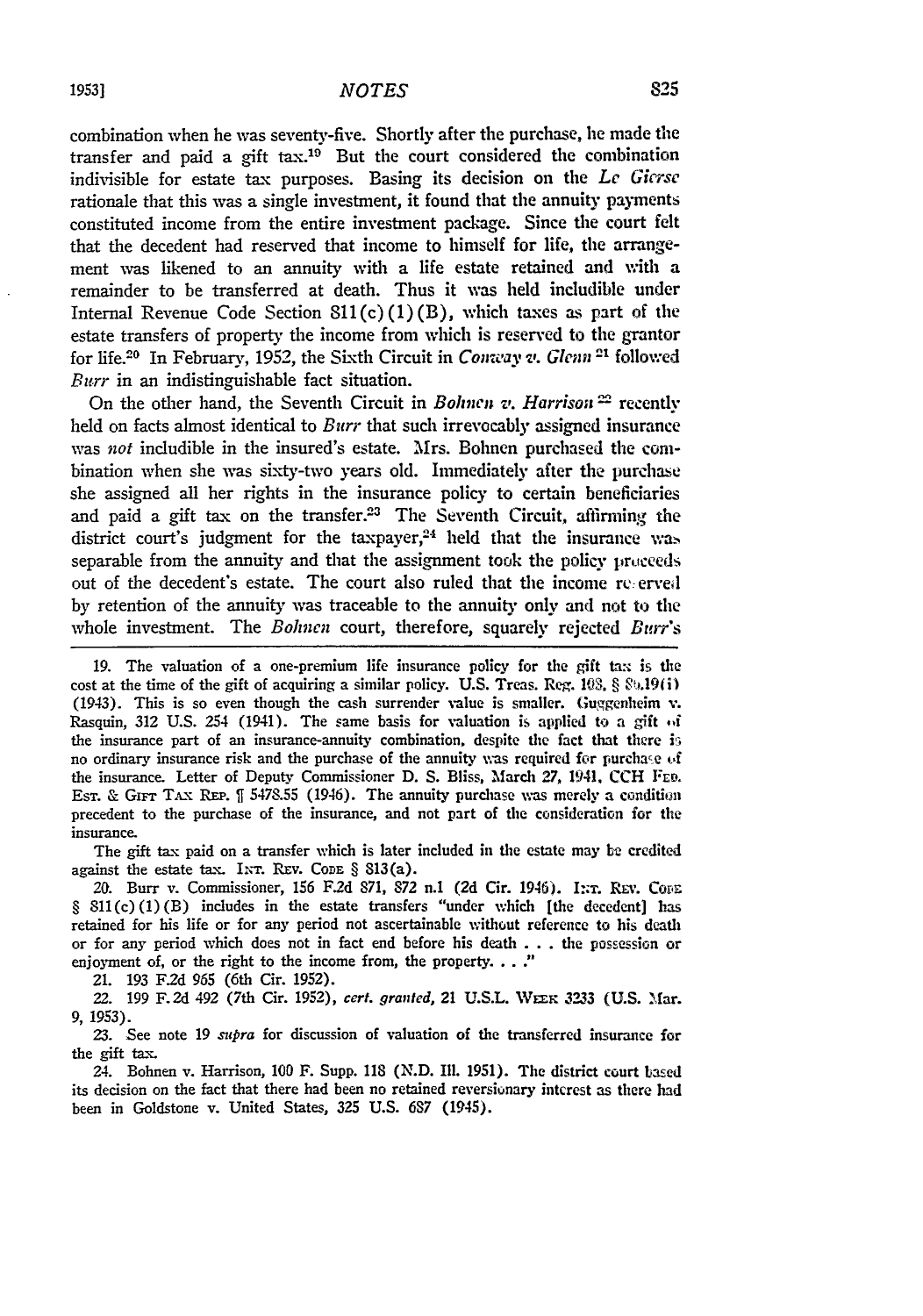combination when he was seventy-five. Shortly after the purchase, he made the transfer and paid a gift tax.[19] But the court considered the combination indivisible for estate tax purposes. Basing its decision on the *Le Gierse* rationale that this was a single investment, it found that the annuity payments constituted income from the entire investment package. Since the court felt that the decedent had reserved that income to himself for life, the arrangement was likened to an annuity with a life estate retained and with a remainder to be transferred at death. Thus it was held includible under Internal Revenue Code Section 811(c)(1)(B), which taxes as part of the estate transfers of property the income from which is reserved to the grantor for life.[20] In February, 1952, the Sixth Circuit in *Conway v. Glenn*[21] followed *Burr* in an indistinguishable fact situation.

On the other hand, the Seventh Circuit in *Bohnen v. Harrison*[22] recently held on facts almost identical to *Burr* that such irrevocably assigned insurance was *not* includible in the insured's estate. Mrs. Bohnen purchased the combination when she was sixty-two years old. Immediately after the purchase she assigned all her rights in the insurance policy to certain beneficiaries and paid a gift tax on the transfer.[23] The Seventh Circuit, affirming the district court's judgment for the taxpayer,[24] held that the insurance was separable from the annuity and that the assignment took the policy proceeds out of the decedent's estate. The court also ruled that the income reserved by retention of the annuity was traceable to the annuity only and not to the whole investment. The *Bohnen* court, therefore, squarely rejected *Burr's*

---

19. The valuation of a one-premium life insurance policy for the gift tax is the cost at the time of the gift of acquiring a similar policy. U.S. Treas. Reg. 108, § 86.19(i) (1943). This is so even though the cash surrender value is smaller. Guggenheim v. Rasquin, 312 U.S. 254 (1941). The same basis for valuation is applied to a gift of the insurance part of an insurance-annuity combination, despite the fact that there is no ordinary insurance risk and the purchase of the annuity was required for purchase of the insurance. Letter of Deputy Commissioner D. S. Bliss, March 27, 1941, CCH Fed. Est. & Gift Tax Rep. ¶ 5478.55 (1946). The annuity purchase was merely a condition precedent to the purchase of the insurance, and not part of the consideration for the insurance.

The gift tax paid on a transfer which is later included in the estate may be credited against the estate tax. Int. Rev. Code § 813(a).

20. Burr v. Commissioner, 156 F.2d 871, 872 n.1 (2d Cir. 1946). Int. Rev. Code § 811(c)(1)(B) includes in the estate transfers "under which [the decedent] has retained for his life or for any period not ascertainable without reference to his death or for any period which does not in fact end before his death . . . the possession or enjoyment of, or the right to the income from, the property. . . ."

21. 193 F.2d 965 (6th Cir. 1952).

22. 199 F.2d 492 (7th Cir. 1952), *cert. granted*, 21 U.S.L. Week 3233 (U.S. Mar. 9, 1953).

23. See note 19 *supra* for discussion of valuation of the transferred insurance for the gift tax.

24. Bohnen v. Harrison, 100 F. Supp. 118 (N.D. Ill. 1951). The district court based its decision on the fact that there had been no retained reversionary interest as there had been in Goldstone v. United States, 325 U.S. 687 (1945).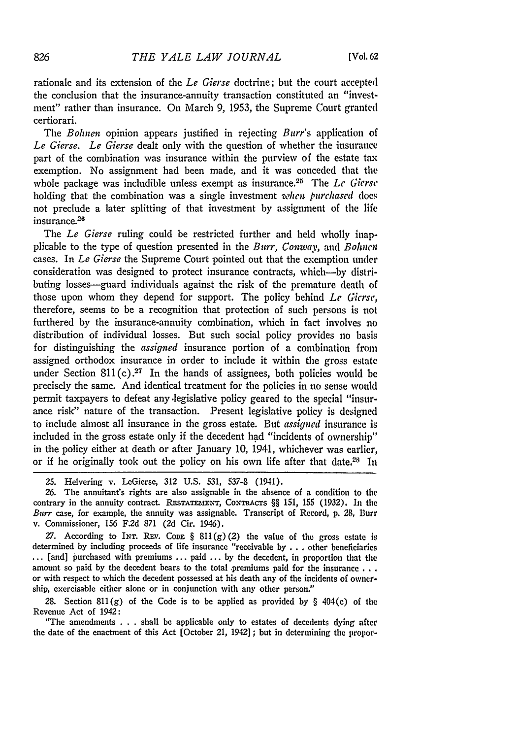rationale and its extension of the *Le Gierse* doctrine; but the court accepted the conclusion that the insurance-annuity transaction constituted an "investment" rather than insurance. On March 9, 1953, the Supreme Court granted certiorari.

The *Bohnen* opinion appears justified in rejecting *Burr*'s application of *Le Gierse*. *Le Gierse* dealt only with the question of whether the insurance part of the combination was insurance within the purview of the estate tax exemption. No assignment had been made, and it was conceded that the whole package was includible unless exempt as insurance.[25] The *Le Gierse* holding that the combination was a single investment *when purchased* does not preclude a later splitting of that investment by assignment of the life insurance.[26]

The *Le Gierse* ruling could be restricted further and held wholly inapplicable to the type of question presented in the *Burr*, *Conway*, and *Bohnen* cases. In *Le Gierse* the Supreme Court pointed out that the exemption under consideration was designed to protect insurance contracts, which—by distributing losses—guard individuals against the risk of the premature death of those upon whom they depend for support. The policy behind *Le Gierse*, therefore, seems to be a recognition that protection of such persons is not furthered by the insurance-annuity combination, which in fact involves no distribution of individual losses. But such social policy provides no basis for distinguishing the *assigned* insurance portion of a combination from assigned orthodox insurance in order to include it within the gross estate under Section 811(c).[27] In the hands of assignees, both policies would be precisely the same. And identical treatment for the policies in no sense would permit taxpayers to defeat any legislative policy geared to the special "insurance risk" nature of the transaction. Present legislative policy is designed to include almost all insurance in the gross estate. But *assigned* insurance is included in the gross estate only if the decedent had "incidents of ownership" in the policy either at death or after January 10, 1941, whichever was earlier, or if he originally took out the policy on his own life after that date.[28] In

---

25. Helvering v. LeGierse, 312 U.S. 531, 537-8 (1941).

26. The annuitant's rights are also assignable in the absence of a condition to the contrary in the annuity contract. RESTATEMENT, CONTRACTS §§ 151, 155 (1932). In the *Burr* case, for example, the annuity was assignable. Transcript of Record, p. 28, Burr v. Commissioner, 156 F.2d 871 (2d Cir. 1946).

27. According to INT. REV. CODE § 811(g)(2) the value of the gross estate is determined by including proceeds of life insurance "receivable by . . . other beneficiaries . . . [and] purchased with premiums . . . paid . . . by the decedent, in proportion that the amount so paid by the decedent bears to the total premiums paid for the insurance . . . or with respect to which the decedent possessed at his death any of the incidents of ownership, exercisable either alone or in conjunction with any other person."

28. Section 811(g) of the Code is to be applied as provided by § 404(c) of the Revenue Act of 1942:

"The amendments . . . shall be applicable only to estates of decedents dying after the date of the enactment of this Act [October 21, 1942]; but in determining the propor-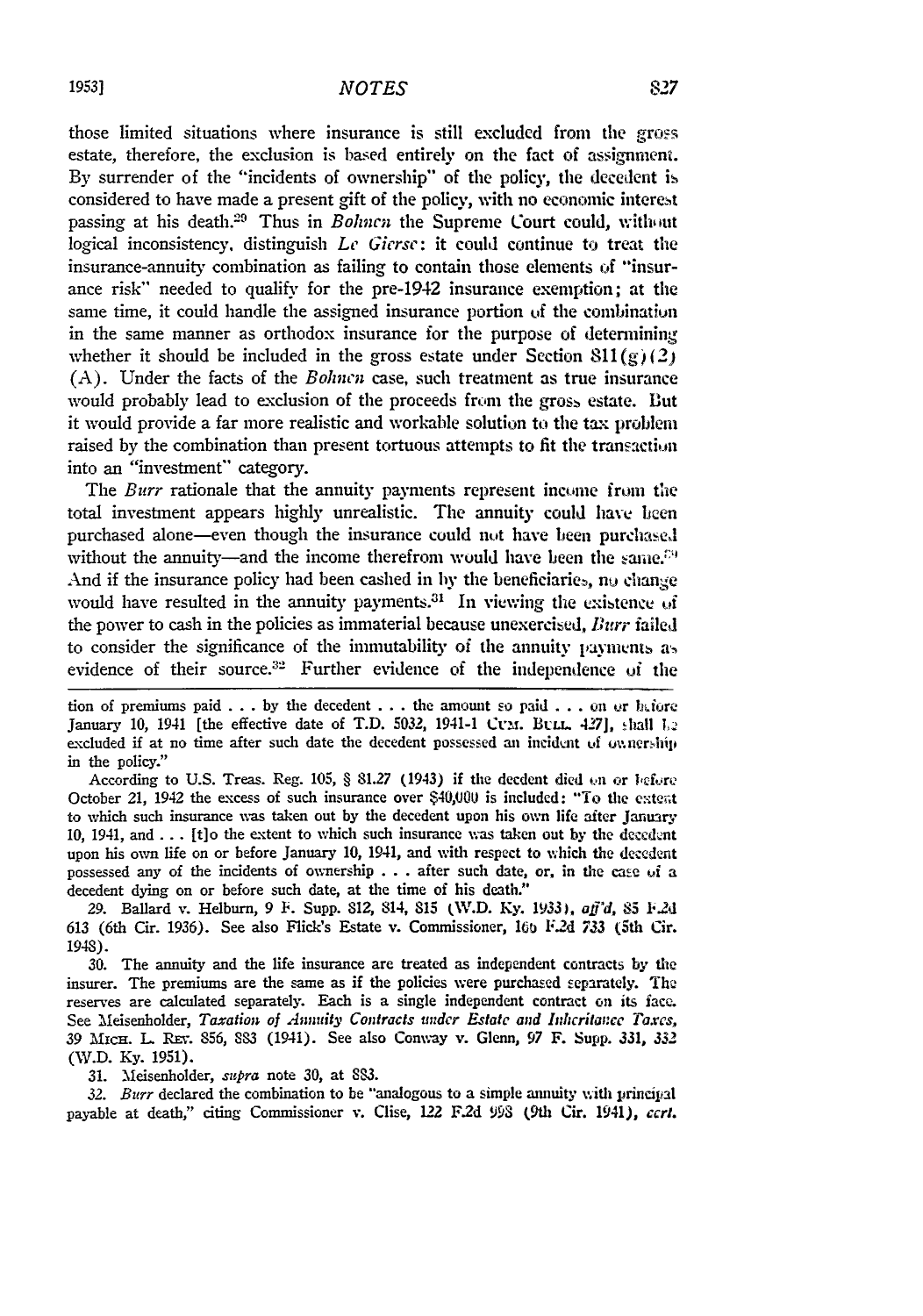those limited situations where insurance is still excluded from the gross estate, therefore, the exclusion is based entirely on the fact of assignment. By surrender of the "incidents of ownership" of the policy, the decedent is considered to have made a present gift of the policy, with no economic interest passing at his death.[29] Thus in *Bohnen* the Supreme Court could, without logical inconsistency, distinguish *Le Gierse*: it could continue to treat the insurance-annuity combination as failing to contain those elements of "insurance risk" needed to qualify for the pre-1942 insurance exemption; at the same time, it could handle the assigned insurance portion of the combination in the same manner as orthodox insurance for the purpose of determining whether it should be included in the gross estate under Section 811(g)(2)(A). Under the facts of the *Bohnen* case, such treatment as true insurance would probably lead to exclusion of the proceeds from the gross estate. But it would provide a far more realistic and workable solution to the tax problem raised by the combination than present tortuous attempts to fit the transaction into an "investment" category.

The *Burr* rationale that the annuity payments represent income from the total investment appears highly unrealistic. The annuity could have been purchased alone—even though the insurance could not have been purchased without the annuity—and the income therefrom would have been the same.[30] And if the insurance policy had been cashed in by the beneficiaries, no change would have resulted in the annuity payments.[31] In viewing the existence of the power to cash in the policies as immaterial because unexercised, *Burr* failed to consider the significance of the immutability of the annuity payments as evidence of their source.[32] Further evidence of the independence of the

---

tion of premiums paid . . . by the decedent . . . the amount so paid . . . on or before January 10, 1941 [the effective date of T.D. 5032, 1941-1 Cum. Bull. 427], shall be excluded if at no time after such date the decedent possessed an incident of ownership in the policy."

According to U.S. Treas. Reg. 105, § 81.27 (1943) if the decedent died on or before October 21, 1942 the excess of such insurance over $40,000 is included: "To the extent to which such insurance was taken out by the decedent upon his own life after January 10, 1941, and . . . [t]o the extent to which such insurance was taken out by the decedent upon his own life on or before January 10, 1941, and with respect to which the decedent possessed any of the incidents of ownership . . . after such date, or, in the case of a decedent dying on or before such date, at the time of his death."

29. Ballard v. Helburn, 9 F. Supp. 812, 814, 815 (W.D. Ky. 1933), *aff'd*, 85 F.2d 613 (6th Cir. 1936). See also Flick's Estate v. Commissioner, 166 F.2d 733 (5th Cir. 1948).

30. The annuity and the life insurance are treated as independent contracts by the insurer. The premiums are the same as if the policies were purchased separately. The reserves are calculated separately. Each is a single independent contract on its face. See Meisenholder, *Taxation of Annuity Contracts under Estate and Inheritance Taxes*, 39 Mich. L. Rev. 856, 883 (1941). See also Conway v. Glenn, 97 F. Supp. 331, 332 (W.D. Ky. 1951).

31. Meisenholder, *supra* note 30, at 883.

32. *Burr* declared the combination to be "analogous to a simple annuity with principal payable at death," citing Commissioner v. Clise, 122 F.2d 998 (9th Cir. 1941), *cert.*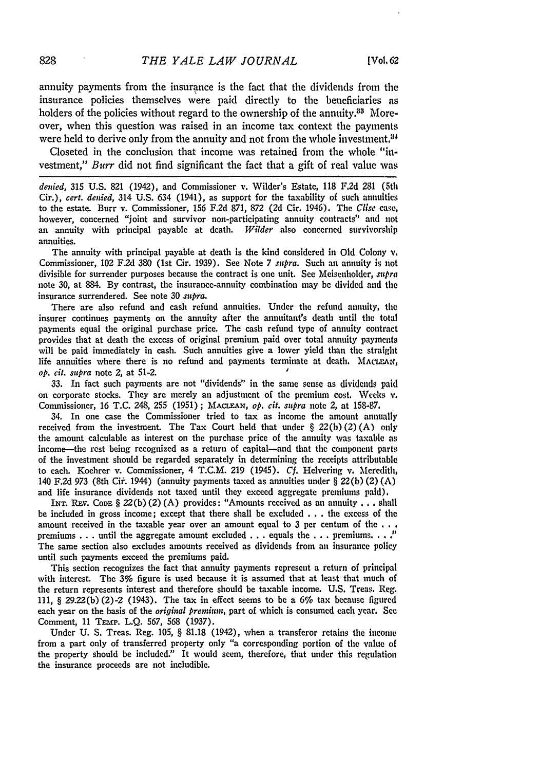annuity payments from the insurance is the fact that the dividends from the insurance policies themselves were paid directly to the beneficiaries as holders of the policies without regard to the ownership of the annuity.[33] Moreover, when this question was raised in an income tax context the payments were held to derive only from the annuity and not from the whole investment.[34]

Closeted in the conclusion that income was retained from the whole "investment," *Burr* did not find significant the fact that a gift of real value was

---

*denied*, 315 U.S. 821 (1942), and Commissioner v. Wilder's Estate, 118 F.2d 281 (5th Cir.), *cert. denied*, 314 U.S. 634 (1941), as support for the taxability of such annuities to the estate. Burr v. Commissioner, 156 F.2d 871, 872 (2d Cir. 1946). The *Clise* case, however, concerned "joint and survivor non-participating annuity contracts" and not an annuity with principal payable at death. *Wilder* also concerned survivorship annuities.

The annuity with principal payable at death is the kind considered in Old Colony v. Commissioner, 102 F.2d 380 (1st Cir. 1939). See Note 7 *supra*. Such an annuity is not divisible for surrender purposes because the contract is one unit. See Meisenholder, *supra* note 30, at 884. By contrast, the insurance-annuity combination may be divided and the insurance surrendered. See note 30 *supra*.

There are also refund and cash refund annuities. Under the refund annuity, the insurer continues payments on the annuity after the annuitant's death until the total payments equal the original purchase price. The cash refund type of annuity contract provides that at death the excess of original premium paid over total annuity payments will be paid immediately in cash. Such annuities give a lower yield than the straight life annuities where there is no refund and payments terminate at death. MACLEAN, *op. cit. supra* note 2, at 51-2.

33. In fact such payments are not "dividends" in the same sense as dividends paid on corporate stocks. They are merely an adjustment of the premium cost. Weeks v. Commissioner, 16 T.C. 248, 255 (1951); MACLEAN, *op. cit. supra* note 2, at 158-87.

34. In one case the Commissioner tried to tax as income the amount annually received from the investment. The Tax Court held that under § 22(b)(2)(A) only the amount calculable as interest on the purchase price of the annuity was taxable as income—the rest being recognized as a return of capital—and that the component parts of the investment should be regarded separately in determining the receipts attributable to each. Koehrer v. Commissioner, 4 T.C.M. 219 (1945). *Cf.* Helvering v. Meredith, 140 F.2d 973 (8th Cir. 1944) (annuity payments taxed as annuities under § 22(b)(2)(A) and life insurance dividends not taxed until they exceed aggregate premiums paid).

INT. REV. CODE § 22(b)(2)(A) provides: "Amounts received as an annuity . . . shall be included in gross income; except that there shall be excluded . . . the excess of the amount received in the taxable year over an amount equal to 3 per centum of the . . . premiums . . . until the aggregate amount excluded . . . equals the . . . premiums. . . ." The same section also excludes amounts received as dividends from an insurance policy until such payments exceed the premiums paid.

This section recognizes the fact that annuity payments represent a return of principal with interest. The 3% figure is used because it is assumed that at least that much of the return represents interest and therefore should be taxable income. U.S. Treas. Reg. 111, § 29.22(b)(2)-2 (1943). The tax in effect seems to be a 6% tax because figured each year on the basis of the *original premium*, part of which is consumed each year. See Comment, 11 TEMP. L.Q. 567, 568 (1937).

Under U. S. Treas. Reg. 105, § 81.18 (1942), when a transferor retains the income from a part only of transferred property only "a corresponding portion of the value of the property should be included." It would seem, therefore, that under this regulation the insurance proceeds are not includible.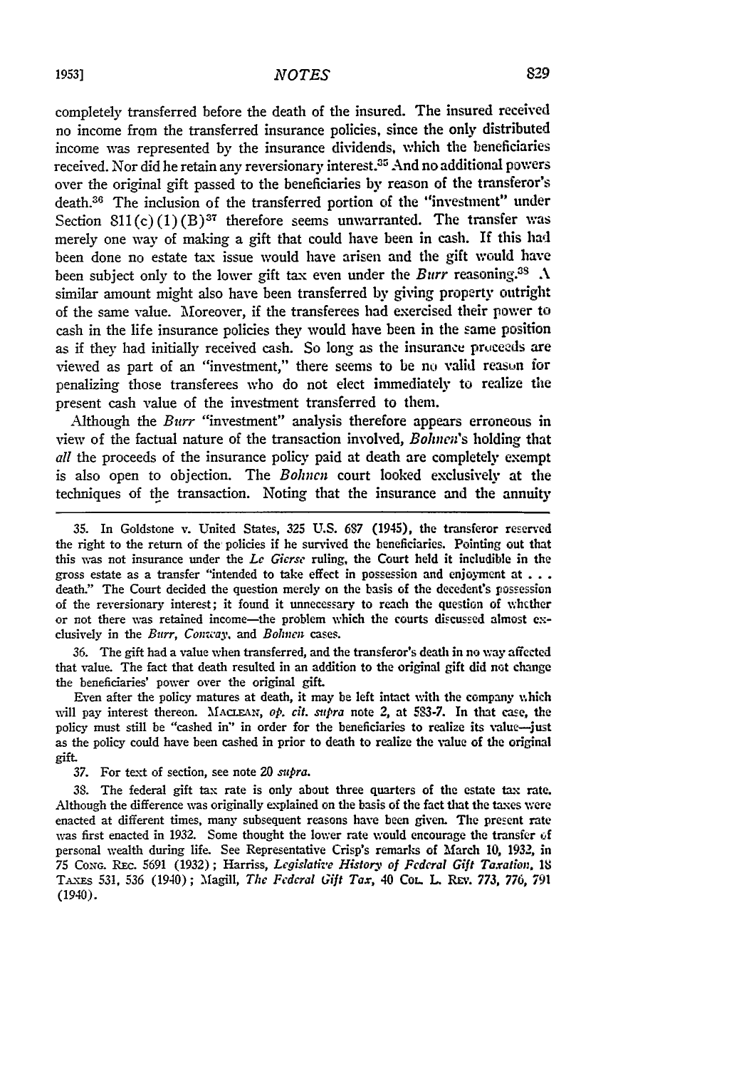completely transferred before the death of the insured. The insured received no income from the transferred insurance policies, since the only distributed income was represented by the insurance dividends, which the beneficiaries received. Nor did he retain any reversionary interest.[35] And no additional powers over the original gift passed to the beneficiaries by reason of the transferor's death.[36] The inclusion of the transferred portion of the "investment" under Section 811(c)(1)(B)[37] therefore seems unwarranted. The transfer was merely one way of making a gift that could have been in cash. If this had been done no estate tax issue would have arisen and the gift would have been subject only to the lower gift tax even under the *Burr* reasoning.[38] A similar amount might also have been transferred by giving property outright of the same value. Moreover, if the transferees had exercised their power to cash in the life insurance policies they would have been in the same position as if they had initially received cash. So long as the insurance proceeds are viewed as part of an "investment," there seems to be no valid reason for penalizing those transferees who do not elect immediately to realize the present cash value of the investment transferred to them.

Although the *Burr* "investment" analysis therefore appears erroneous in view of the factual nature of the transaction involved, *Bohnen*'s holding that *all* the proceeds of the insurance policy paid at death are completely exempt is also open to objection. The *Bohnen* court looked exclusively at the techniques of the transaction. Noting that the insurance and the annuity

---

35. In Goldstone v. United States, 325 U.S. 687 (1945), the transferor reserved the right to the return of the policies if he survived the beneficiaries. Pointing out that this was not insurance under the *Le Gierse* ruling, the Court held it includible in the gross estate as a transfer "intended to take effect in possession and enjoyment at . . . death." The Court decided the question merely on the basis of the decedent's possession of the reversionary interest; it found it unnecessary to reach the question of whether or not there was retained income—the problem which the courts discussed almost exclusively in the *Burr*, *Conway*, and *Bohnen* cases.

36. The gift had a value when transferred, and the transferor's death in no way affected that value. The fact that death resulted in an addition to the original gift did not change the beneficiaries' power over the original gift.

Even after the policy matures at death, it may be left intact with the company which will pay interest thereon. MACLEAN, *op. cit. supra* note 2, at 583-7. In that case, the policy must still be "cashed in" in order for the beneficiaries to realize its value—just as the policy could have been cashed in prior to death to realize the value of the original gift.

37. For text of section, see note 20 *supra*.

38. The federal gift tax rate is only about three quarters of the estate tax rate. Although the difference was originally explained on the basis of the fact that the taxes were enacted at different times, many subsequent reasons have been given. The present rate was first enacted in 1932. Some thought the lower rate would encourage the transfer of personal wealth during life. See Representative Crisp's remarks of March 10, 1932, in 75 CONG. REC. 5691 (1932); Harriss, *Legislative History of Federal Gift Taxation*, 18 TAXES 531, 536 (1940); Magill, *The Federal Gift Tax*, 40 COL. L. REV. 773, 776, 791 (1940).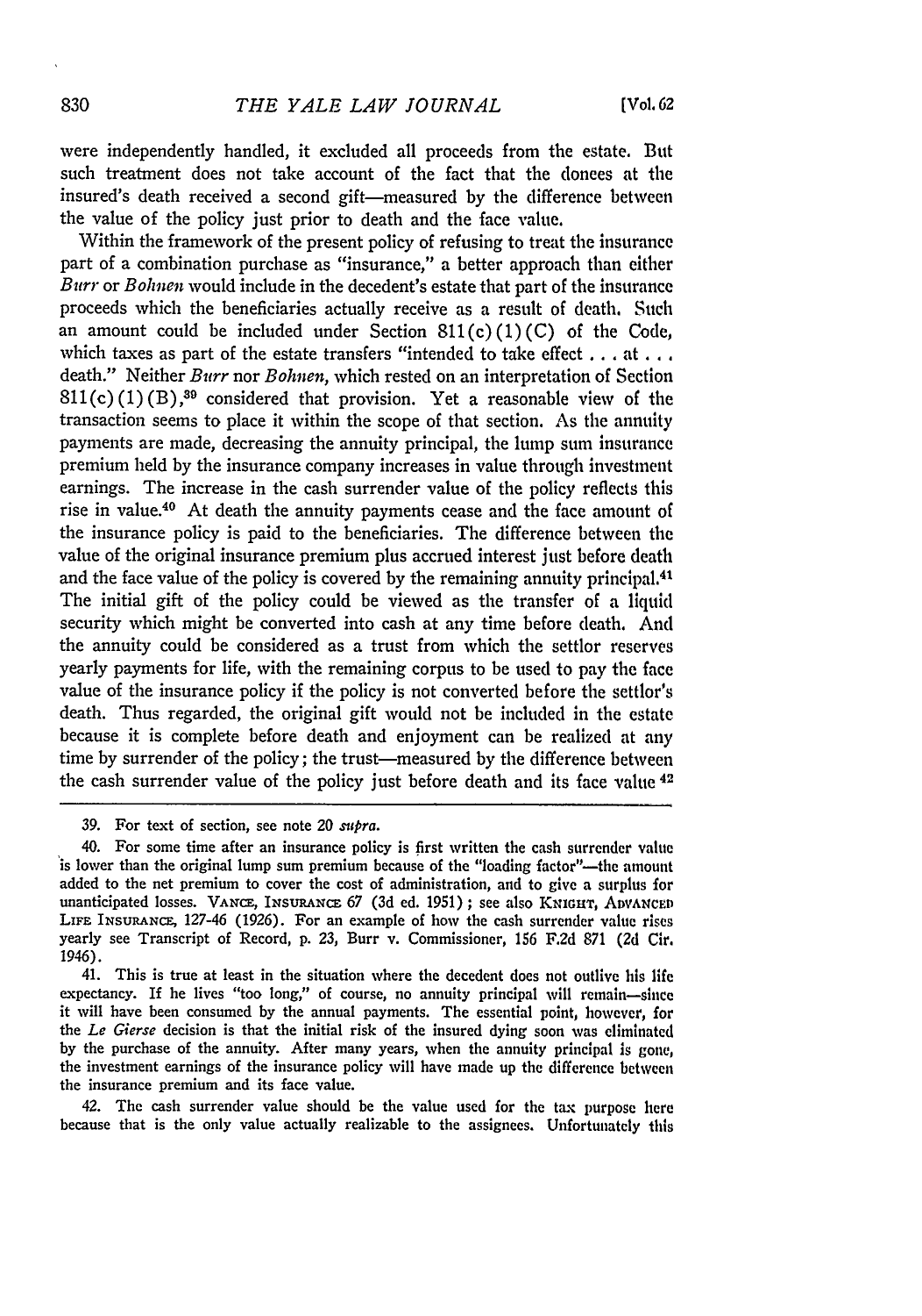were independently handled, it excluded all proceeds from the estate. But such treatment does not take account of the fact that the donees at the insured's death received a second gift—measured by the difference between the value of the policy just prior to death and the face value.

Within the framework of the present policy of refusing to treat the insurance part of a combination purchase as "insurance," a better approach than either *Burr* or *Bohnen* would include in the decedent's estate that part of the insurance proceeds which the beneficiaries actually receive as a result of death. Such an amount could be included under Section 811(c)(1)(C) of the Code, which taxes as part of the estate transfers "intended to take effect . . . at . . . death." Neither *Burr* nor *Bohnen*, which rested on an interpretation of Section 811(c)(1)(B),[39] considered that provision. Yet a reasonable view of the transaction seems to place it within the scope of that section. As the annuity payments are made, decreasing the annuity principal, the lump sum insurance premium held by the insurance company increases in value through investment earnings. The increase in the cash surrender value of the policy reflects this rise in value.[40] At death the annuity payments cease and the face amount of the insurance policy is paid to the beneficiaries. The difference between the value of the original insurance premium plus accrued interest just before death and the face value of the policy is covered by the remaining annuity principal.[41] The initial gift of the policy could be viewed as the transfer of a liquid security which might be converted into cash at any time before death. And the annuity could be considered as a trust from which the settlor reserves yearly payments for life, with the remaining corpus to be used to pay the face value of the insurance policy if the policy is not converted before the settlor's death. Thus regarded, the original gift would not be included in the estate because it is complete before death and enjoyment can be realized at any time by surrender of the policy; the trust—measured by the difference between the cash surrender value of the policy just before death and its face value[42]

---

39. For text of section, see note 20 *supra*.

40. For some time after an insurance policy is first written the cash surrender value is lower than the original lump sum premium because of the "loading factor"—the amount added to the net premium to cover the cost of administration, and to give a surplus for unanticipated losses. VANCE, INSURANCE 67 (3d ed. 1951); see also KNIGHT, ADVANCED LIFE INSURANCE, 127-46 (1926). For an example of how the cash surrender value rises yearly see Transcript of Record, p. 23, Burr v. Commissioner, 156 F.2d 871 (2d Cir. 1946).

41. This is true at least in the situation where the decedent does not outlive his life expectancy. If he lives "too long," of course, no annuity principal will remain—since it will have been consumed by the annual payments. The essential point, however, for the *Le Gierse* decision is that the initial risk of the insured dying soon was eliminated by the purchase of the annuity. After many years, when the annuity principal is gone, the investment earnings of the insurance policy will have made up the difference between the insurance premium and its face value.

42. The cash surrender value should be the value used for the tax purpose here because that is the only value actually realizable to the assignees. Unfortunately this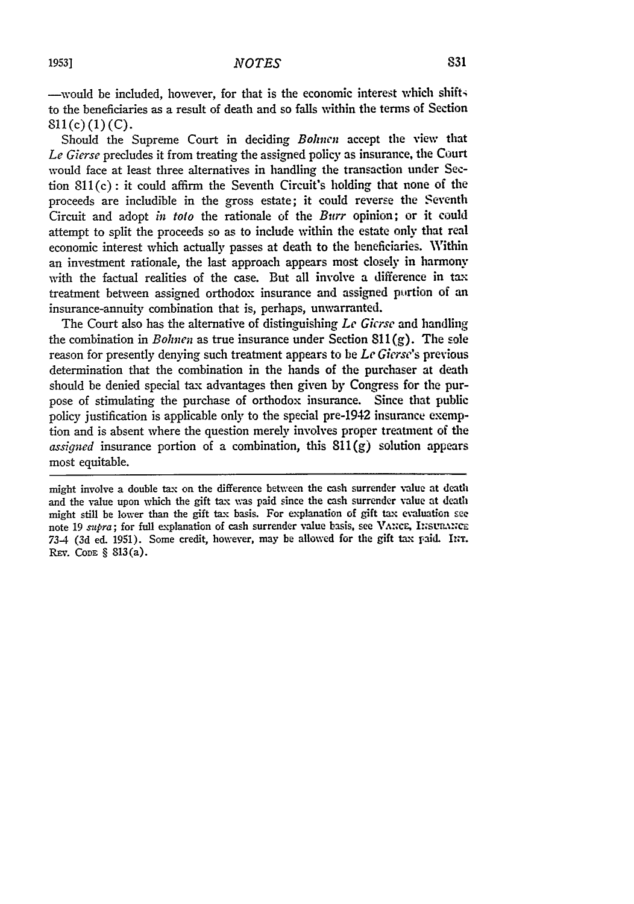—would be included, however, for that is the economic interest which shifts to the beneficiaries as a result of death and so falls within the terms of Section 811(c)(1)(C).

Should the Supreme Court in deciding *Bohnen* accept the view that *Le Gierse* precludes it from treating the assigned policy as insurance, the Court would face at least three alternatives in handling the transaction under Section 811(c): it could affirm the Seventh Circuit's holding that none of the proceeds are includible in the gross estate; it could reverse the Seventh Circuit and adopt *in toto* the rationale of the *Burr* opinion; or it could attempt to split the proceeds so as to include within the estate only that real economic interest which actually passes at death to the beneficiaries. Within an investment rationale, the last approach appears most closely in harmony with the factual realities of the case. But all involve a difference in tax treatment between assigned orthodox insurance and assigned portion of an insurance-annuity combination that is, perhaps, unwarranted.

The Court also has the alternative of distinguishing *Le Gierse* and handling the combination in *Bohnen* as true insurance under Section 811(g). The sole reason for presently denying such treatment appears to be *Le Gierse*'s previous determination that the combination in the hands of the purchaser at death should be denied special tax advantages then given by Congress for the purpose of stimulating the purchase of orthodox insurance. Since that public policy justification is applicable only to the special pre-1942 insurance exemption and is absent where the question merely involves proper treatment of the *assigned* insurance portion of a combination, this 811(g) solution appears most equitable.

---

might involve a double tax on the difference between the cash surrender value at death and the value upon which the gift tax was paid since the cash surrender value at death might still be lower than the gift tax basis. For explanation of gift tax evaluation see note 19 *supra*; for full explanation of cash surrender value basis, see VANCE, INSURANCE 73-4 (3d ed. 1951). Some credit, however, may be allowed for the gift tax paid. INT. REV. CODE § 813(a).